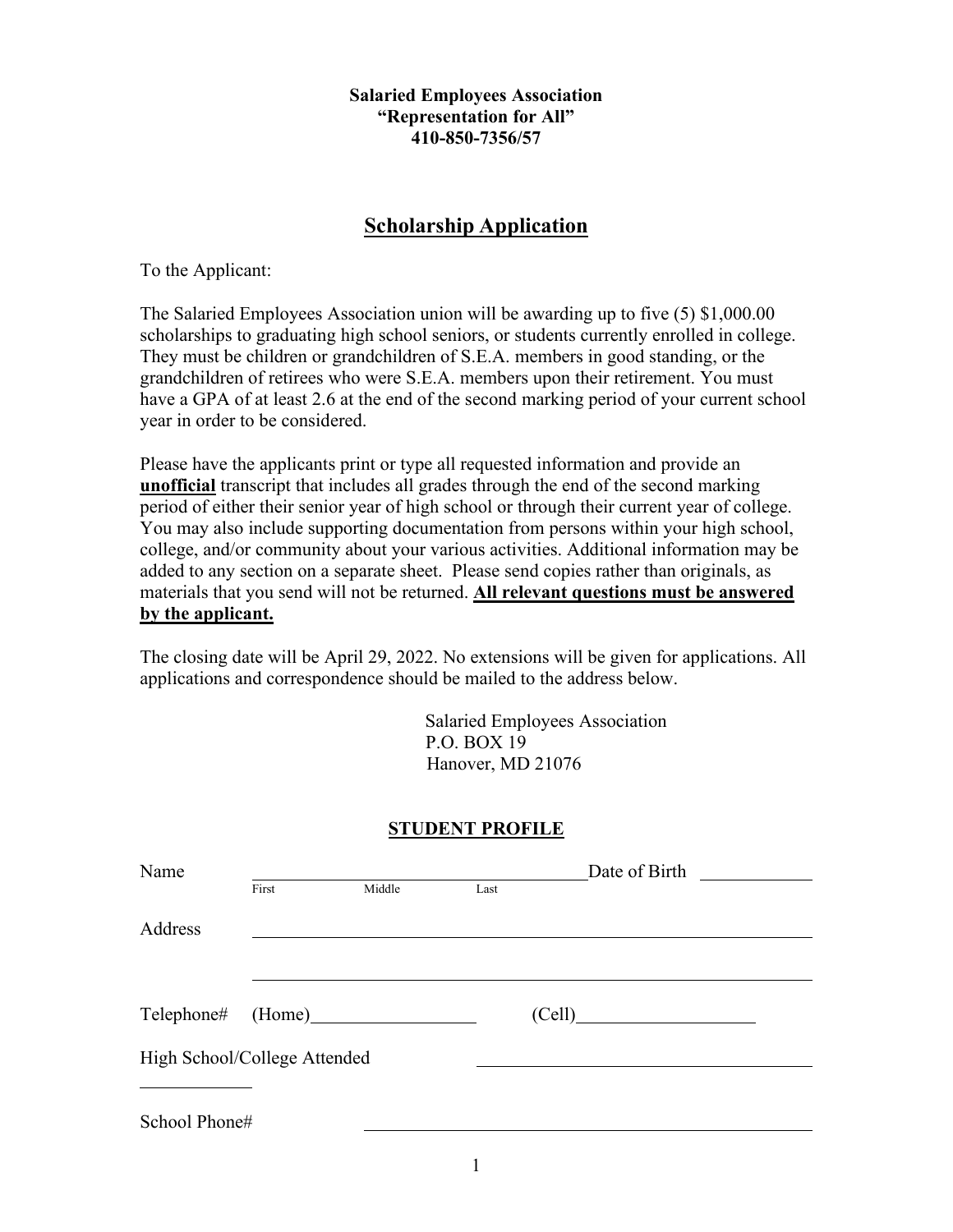**Salaried Employees Association**
**"Representation for All"**
**410-850-7356/57**

## Scholarship Application

To the Applicant:

The Salaried Employees Association union will be awarding up to five (5) $1,000.00 scholarships to graduating high school seniors, or students currently enrolled in college. They must be children or grandchildren of S.E.A. members in good standing, or the grandchildren of retirees who were S.E.A. members upon their retirement. You must have a GPA of at least 2.6 at the end of the second marking period of your current school year in order to be considered.

Please have the applicants print or type all requested information and provide an **unofficial** transcript that includes all grades through the end of the second marking period of either their senior year of high school or through their current year of college. You may also include supporting documentation from persons within your high school, college, and/or community about your various activities. Additional information may be added to any section on a separate sheet. Please send copies rather than originals, as materials that you send will not be returned. **All relevant questions must be answered by the applicant.**

The closing date will be April 29, 2022. No extensions will be given for applications. All applications and correspondence should be mailed to the address below.

Salaried Employees Association
P.O. BOX 19
Hanover, MD 21076

### STUDENT PROFILE

Name ______________________________________ Date of Birth ____________
First Middle Last

Address ______________________________________________________________

______________________________________________________________

Telephone# (Home)__________________ (Cell)____________________

High School/College Attended ______________________________________

School Phone# ______________________________________________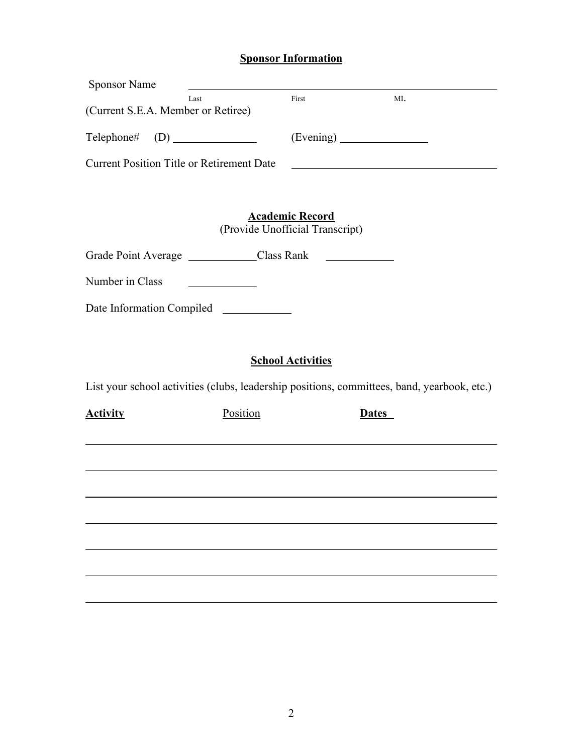## Sponsor Information

Sponsor Name ______________________________________________
Last First MI.

(Current S.E.A. Member or Retiree)

Telephone# (D) ______________ (Evening) ______________

Current Position Title or Retirement Date ______________________________

## Academic Record

(Provide Unofficial Transcript)

Grade Point Average ____________ Class Rank ____________

Number in Class ____________

Date Information Compiled ____________

## School Activities

List your school activities (clubs, leadership positions, committees, band, yearbook, etc.)

| **Activity** | Position | **Dates** |
|---|---|---|
| | | |
| | | |
| | | |
| | | |
| | | |
| | | |
| | | |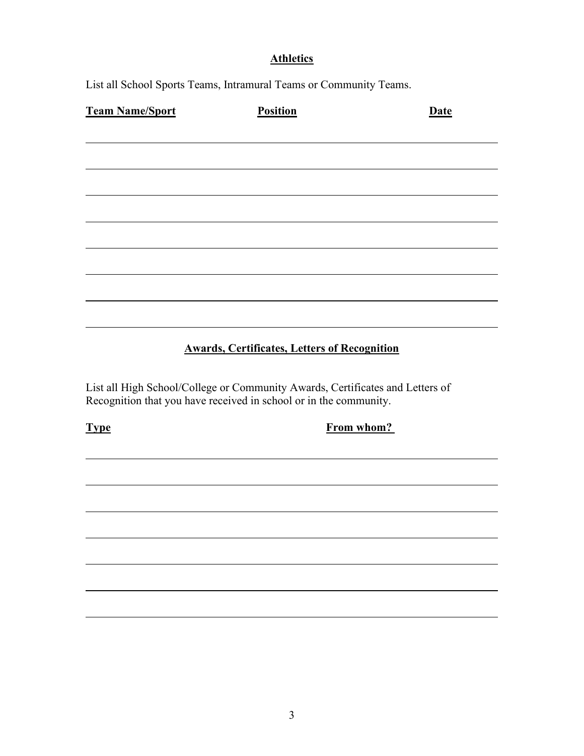## **Athletics**

List all School Sports Teams, Intramural Teams or Community Teams.

| Team Name/Sport | Position | Date |
|---|---|---|
| | | |
| | | |
| | | |
| | | |
| | | |
| | | |
| | | |

## **Awards, Certificates, Letters of Recognition**

List all High School/College or Community Awards, Certificates and Letters of Recognition that you have received in school or in the community.

| Type | From whom? |
|---|---|
| | |
| | |
| | |
| | |
| | |
| | |
| | |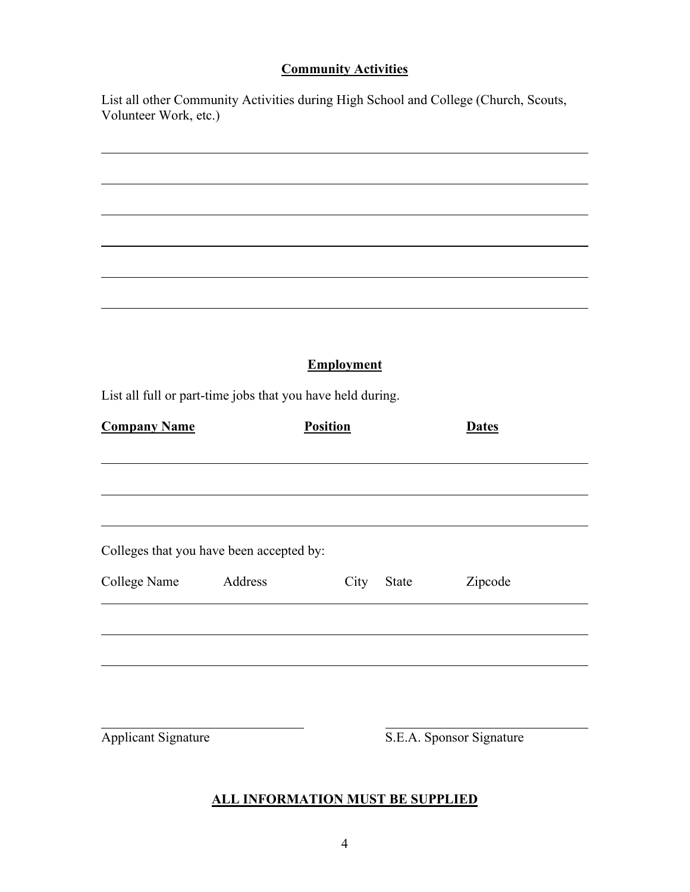## **Community Activities**

List all other Community Activities during High School and College (Church, Scouts, Volunteer Work, etc.)

______________________________________________________________________

______________________________________________________________________

______________________________________________________________________

______________________________________________________________________

______________________________________________________________________

______________________________________________________________________

## **Employment**

List all full or part-time jobs that you have held during.

| **Company Name** | **Position** | **Dates** |
|---|---|---|
| | | |
| | | |
| | | |

Colleges that you have been accepted by:

| College Name | Address | City | State | Zipcode |
|---|---|---|---|---|
| | | | | |
| | | | | |
| | | | | |

______________________________ Applicant Signature

______________________________ S.E.A. Sponsor Signature

**ALL INFORMATION MUST BE SUPPLIED**